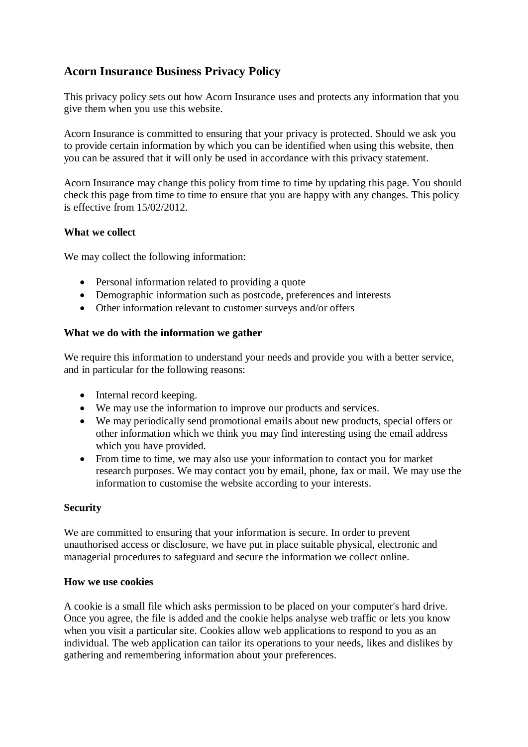## Acorn Insurance Business Privacy Policy

This privacy policy sets out how Acorn Insurance uses and protects any information that you give them when you use this website.

Acorn Insurance is committed to ensuring that your privacy is protected. Should we ask you to provide certain information by which you can be identified when using this website, then you can be assured that it will only be used in accordance with this privacy statement.

Acorn Insurance may change this policy from time to time by updating this page. You should check this page from time to time to ensure that you are happy with any changes. This policy is effective from 15/02/2012.

**What we collect**

We may collect the following information:

- Personal information related to providing a quote
- Demographic information such as postcode, preferences and interests
- Other information relevant to customer surveys and/or offers

**What we do with the information we gather**

We require this information to understand your needs and provide you with a better service, and in particular for the following reasons:

- Internal record keeping.
- We may use the information to improve our products and services.
- We may periodically send promotional emails about new products, special offers or other information which we think you may find interesting using the email address which you have provided.
- From time to time, we may also use your information to contact you for market research purposes. We may contact you by email, phone, fax or mail. We may use the information to customise the website according to your interests.

**Security**

We are committed to ensuring that your information is secure. In order to prevent unauthorised access or disclosure, we have put in place suitable physical, electronic and managerial procedures to safeguard and secure the information we collect online.

**How we use cookies**

A cookie is a small file which asks permission to be placed on your computer's hard drive. Once you agree, the file is added and the cookie helps analyse web traffic or lets you know when you visit a particular site. Cookies allow web applications to respond to you as an individual. The web application can tailor its operations to your needs, likes and dislikes by gathering and remembering information about your preferences.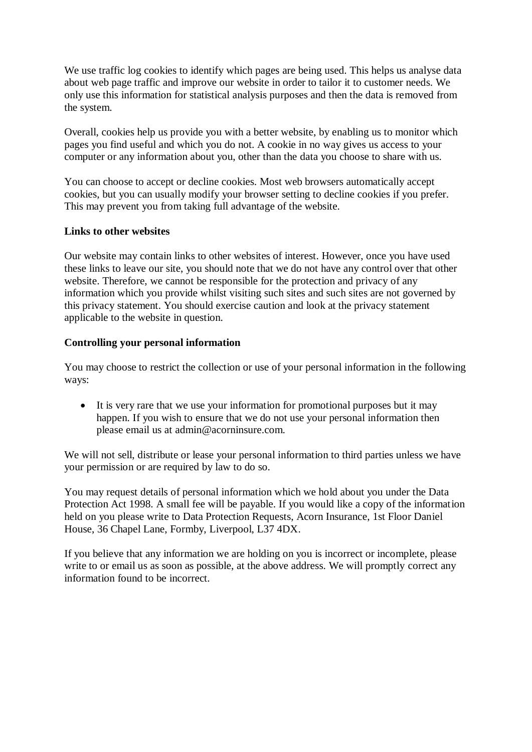We use traffic log cookies to identify which pages are being used. This helps us analyse data about web page traffic and improve our website in order to tailor it to customer needs. We only use this information for statistical analysis purposes and then the data is removed from the system.

Overall, cookies help us provide you with a better website, by enabling us to monitor which pages you find useful and which you do not. A cookie in no way gives us access to your computer or any information about you, other than the data you choose to share with us.

You can choose to accept or decline cookies. Most web browsers automatically accept cookies, but you can usually modify your browser setting to decline cookies if you prefer. This may prevent you from taking full advantage of the website.

**Links to other websites**

Our website may contain links to other websites of interest. However, once you have used these links to leave our site, you should note that we do not have any control over that other website. Therefore, we cannot be responsible for the protection and privacy of any information which you provide whilst visiting such sites and such sites are not governed by this privacy statement. You should exercise caution and look at the privacy statement applicable to the website in question.

**Controlling your personal information**

You may choose to restrict the collection or use of your personal information in the following ways:

- It is very rare that we use your information for promotional purposes but it may happen. If you wish to ensure that we do not use your personal information then please email us at admin@acorninsure.com.

We will not sell, distribute or lease your personal information to third parties unless we have your permission or are required by law to do so.

You may request details of personal information which we hold about you under the Data Protection Act 1998. A small fee will be payable. If you would like a copy of the information held on you please write to Data Protection Requests, Acorn Insurance, 1st Floor Daniel House, 36 Chapel Lane, Formby, Liverpool, L37 4DX.

If you believe that any information we are holding on you is incorrect or incomplete, please write to or email us as soon as possible, at the above address. We will promptly correct any information found to be incorrect.